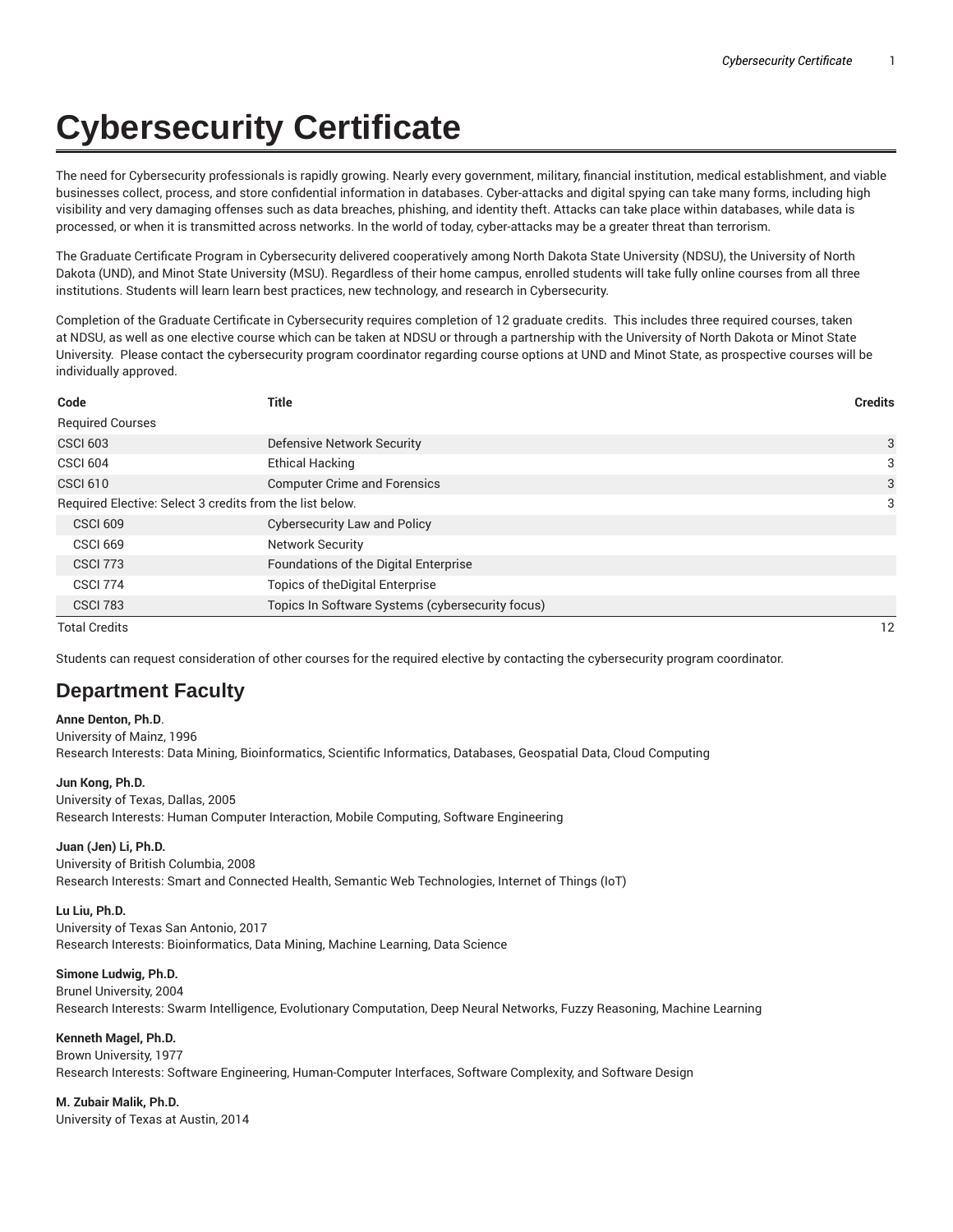# Cybersecurity Certificate

The need for Cybersecurity professionals is rapidly growing. Nearly every government, military, financial institution, medical establishment, and viable businesses collect, process, and store confidential information in databases. Cyber-attacks and digital spying can take many forms, including high visibility and very damaging offenses such as data breaches, phishing, and identity theft. Attacks can take place within databases, while data is processed, or when it is transmitted across networks. In the world of today, cyber-attacks may be a greater threat than terrorism.

The Graduate Certificate Program in Cybersecurity delivered cooperatively among North Dakota State University (NDSU), the University of North Dakota (UND), and Minot State University (MSU). Regardless of their home campus, enrolled students will take fully online courses from all three institutions. Students will learn learn best practices, new technology, and research in Cybersecurity.

Completion of the Graduate Certificate in Cybersecurity requires completion of 12 graduate credits. This includes three required courses, taken at NDSU, as well as one elective course which can be taken at NDSU or through a partnership with the University of North Dakota or Minot State University. Please contact the cybersecurity program coordinator regarding course options at UND and Minot State, as prospective courses will be individually approved.

| Code | Title | Credits |
|---|---|---|
| Required Courses | | |
| CSCI 603 | Defensive Network Security | 3 |
| CSCI 604 | Ethical Hacking | 3 |
| CSCI 610 | Computer Crime and Forensics | 3 |
| Required Elective: Select 3 credits from the list below. | | 3 |
| CSCI 609 | Cybersecurity Law and Policy | |
| CSCI 669 | Network Security | |
| CSCI 773 | Foundations of the Digital Enterprise | |
| CSCI 774 | Topics of theDigital Enterprise | |
| CSCI 783 | Topics In Software Systems (cybersecurity focus) | |
| Total Credits | | 12 |

Students can request consideration of other courses for the required elective by contacting the cybersecurity program coordinator.

## Department Faculty

**Anne Denton, Ph.D**.
University of Mainz, 1996
Research Interests: Data Mining, Bioinformatics, Scientific Informatics, Databases, Geospatial Data, Cloud Computing

**Jun Kong, Ph.D.**
University of Texas, Dallas, 2005
Research Interests: Human Computer Interaction, Mobile Computing, Software Engineering

**Juan (Jen) Li, Ph.D.**
University of British Columbia, 2008
Research Interests: Smart and Connected Health, Semantic Web Technologies, Internet of Things (IoT)

**Lu Liu, Ph.D.**
University of Texas San Antonio, 2017
Research Interests: Bioinformatics, Data Mining, Machine Learning, Data Science

**Simone Ludwig, Ph.D.**
Brunel University, 2004
Research Interests: Swarm Intelligence, Evolutionary Computation, Deep Neural Networks, Fuzzy Reasoning, Machine Learning

**Kenneth Magel, Ph.D.**
Brown University, 1977
Research Interests: Software Engineering, Human-Computer Interfaces, Software Complexity, and Software Design

**M. Zubair Malik, Ph.D.**
University of Texas at Austin, 2014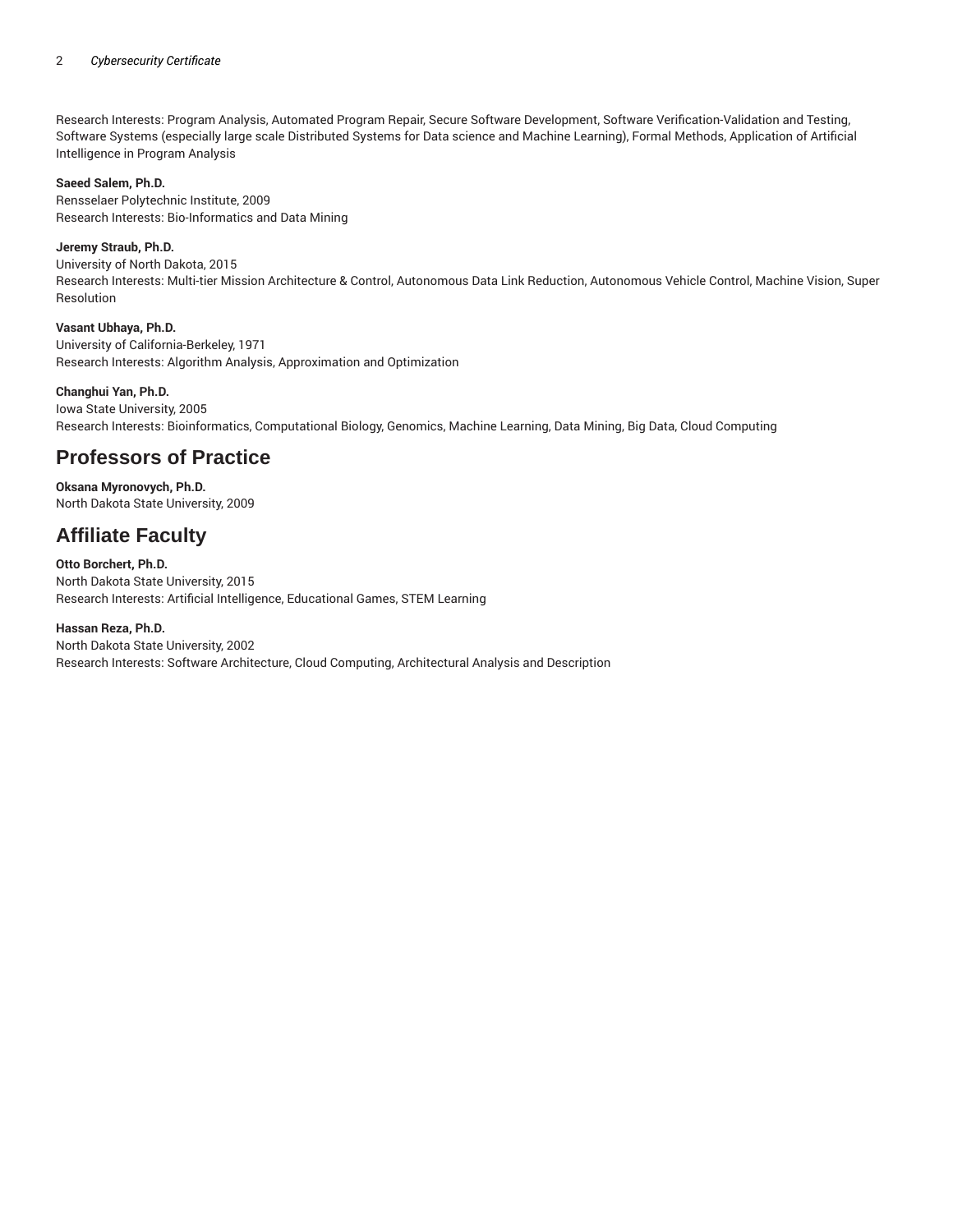Research Interests: Program Analysis, Automated Program Repair, Secure Software Development, Software Verification-Validation and Testing, Software Systems (especially large scale Distributed Systems for Data science and Machine Learning), Formal Methods, Application of Artificial Intelligence in Program Analysis

**Saeed Salem, Ph.D.**
Rensselaer Polytechnic Institute, 2009
Research Interests: Bio-Informatics and Data Mining

**Jeremy Straub, Ph.D.**
University of North Dakota, 2015
Research Interests: Multi-tier Mission Architecture & Control, Autonomous Data Link Reduction, Autonomous Vehicle Control, Machine Vision, Super Resolution

**Vasant Ubhaya, Ph.D.**
University of California-Berkeley, 1971
Research Interests: Algorithm Analysis, Approximation and Optimization

**Changhui Yan, Ph.D.**
Iowa State University, 2005
Research Interests: Bioinformatics, Computational Biology, Genomics, Machine Learning, Data Mining, Big Data, Cloud Computing

## Professors of Practice

**Oksana Myronovych, Ph.D.**
North Dakota State University, 2009

## Affiliate Faculty

**Otto Borchert, Ph.D.**
North Dakota State University, 2015
Research Interests: Artificial Intelligence, Educational Games, STEM Learning

**Hassan Reza, Ph.D.**
North Dakota State University, 2002
Research Interests: Software Architecture, Cloud Computing, Architectural Analysis and Description